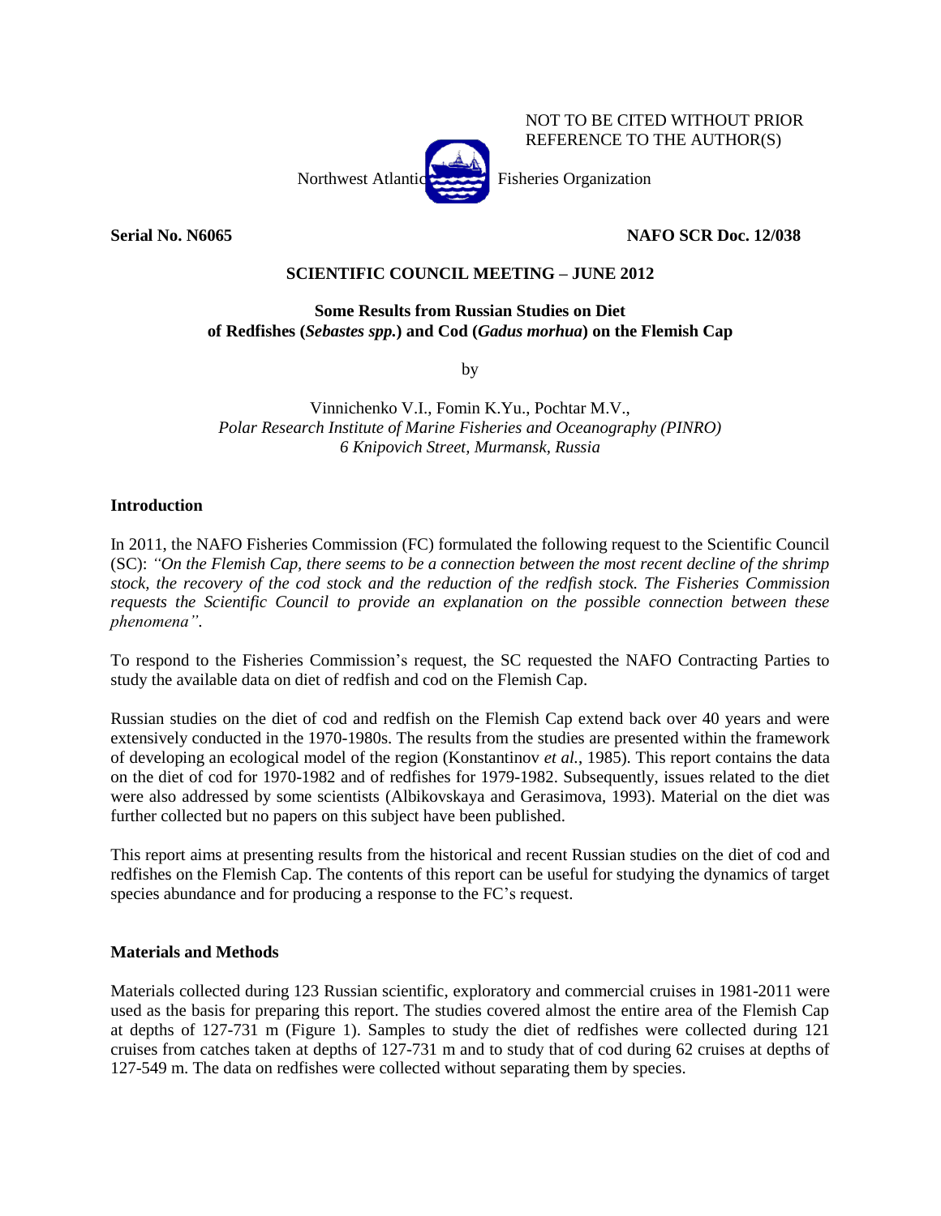NOT TO BE CITED WITHOUT PRIOR REFERENCE TO THE AUTHOR(S)

Northwest Atlantic Fisheries Organization

**Serial No. N6065** **NAFO SCR Doc. 12/038**

**SCIENTIFIC COUNCIL MEETING – JUNE 2012**

# Some Results from Russian Studies on Diet of Redfishes (*Sebastes spp.*) and Cod (*Gadus morhua*) on the Flemish Cap

by

Vinnichenko V.I., Fomin K.Yu., Pochtar M.V.,
*Polar Research Institute of Marine Fisheries and Oceanography (PINRO)*
*6 Knipovich Street, Murmansk, Russia*

## Introduction

In 2011, the NAFO Fisheries Commission (FC) formulated the following request to the Scientific Council (SC): *"On the Flemish Cap, there seems to be a connection between the most recent decline of the shrimp stock, the recovery of the cod stock and the reduction of the redfish stock. The Fisheries Commission requests the Scientific Council to provide an explanation on the possible connection between these phenomena"*.

To respond to the Fisheries Commission's request, the SC requested the NAFO Contracting Parties to study the available data on diet of redfish and cod on the Flemish Cap.

Russian studies on the diet of cod and redfish on the Flemish Cap extend back over 40 years and were extensively conducted in the 1970-1980s. The results from the studies are presented within the framework of developing an ecological model of the region (Konstantinov *et al.*, 1985). This report contains the data on the diet of cod for 1970-1982 and of redfishes for 1979-1982. Subsequently, issues related to the diet were also addressed by some scientists (Albikovskaya and Gerasimova, 1993). Material on the diet was further collected but no papers on this subject have been published.

This report aims at presenting results from the historical and recent Russian studies on the diet of cod and redfishes on the Flemish Cap. The contents of this report can be useful for studying the dynamics of target species abundance and for producing a response to the FC's request.

## Materials and Methods

Materials collected during 123 Russian scientific, exploratory and commercial cruises in 1981-2011 were used as the basis for preparing this report. The studies covered almost the entire area of the Flemish Cap at depths of 127-731 m (Figure 1). Samples to study the diet of redfishes were collected during 121 cruises from catches taken at depths of 127-731 m and to study that of cod during 62 cruises at depths of 127-549 m. The data on redfishes were collected without separating them by species.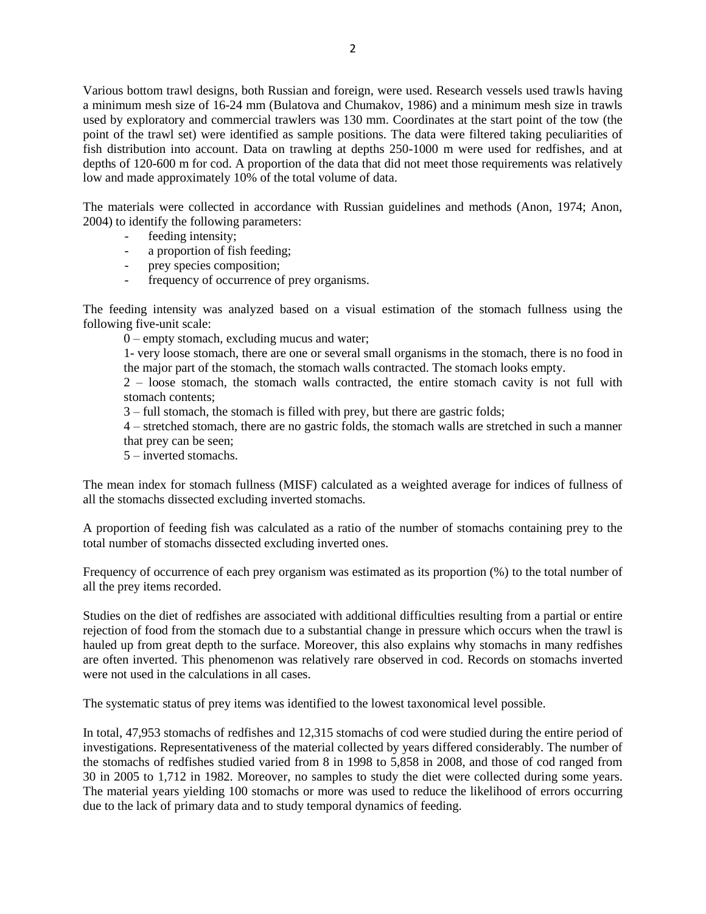Various bottom trawl designs, both Russian and foreign, were used. Research vessels used trawls having a minimum mesh size of 16-24 mm (Bulatova and Chumakov, 1986) and a minimum mesh size in trawls used by exploratory and commercial trawlers was 130 mm. Coordinates at the start point of the tow (the point of the trawl set) were identified as sample positions. The data were filtered taking peculiarities of fish distribution into account. Data on trawling at depths 250-1000 m were used for redfishes, and at depths of 120-600 m for cod. A proportion of the data that did not meet those requirements was relatively low and made approximately 10% of the total volume of data.

The materials were collected in accordance with Russian guidelines and methods (Anon, 1974; Anon, 2004) to identify the following parameters:

- feeding intensity;
- a proportion of fish feeding;
- prey species composition;
- frequency of occurrence of prey organisms.

The feeding intensity was analyzed based on a visual estimation of the stomach fullness using the following five-unit scale:

0 – empty stomach, excluding mucus and water;

1- very loose stomach, there are one or several small organisms in the stomach, there is no food in the major part of the stomach, the stomach walls contracted. The stomach looks empty.

2 – loose stomach, the stomach walls contracted, the entire stomach cavity is not full with stomach contents;

3 – full stomach, the stomach is filled with prey, but there are gastric folds;

4 – stretched stomach, there are no gastric folds, the stomach walls are stretched in such a manner that prey can be seen;

5 – inverted stomachs.

The mean index for stomach fullness (MISF) calculated as a weighted average for indices of fullness of all the stomachs dissected excluding inverted stomachs.

A proportion of feeding fish was calculated as a ratio of the number of stomachs containing prey to the total number of stomachs dissected excluding inverted ones.

Frequency of occurrence of each prey organism was estimated as its proportion (%) to the total number of all the prey items recorded.

Studies on the diet of redfishes are associated with additional difficulties resulting from a partial or entire rejection of food from the stomach due to a substantial change in pressure which occurs when the trawl is hauled up from great depth to the surface. Moreover, this also explains why stomachs in many redfishes are often inverted. This phenomenon was relatively rare observed in cod. Records on stomachs inverted were not used in the calculations in all cases.

The systematic status of prey items was identified to the lowest taxonomical level possible.

In total, 47,953 stomachs of redfishes and 12,315 stomachs of cod were studied during the entire period of investigations. Representativeness of the material collected by years differed considerably. The number of the stomachs of redfishes studied varied from 8 in 1998 to 5,858 in 2008, and those of cod ranged from 30 in 2005 to 1,712 in 1982. Moreover, no samples to study the diet were collected during some years. The material years yielding 100 stomachs or more was used to reduce the likelihood of errors occurring due to the lack of primary data and to study temporal dynamics of feeding.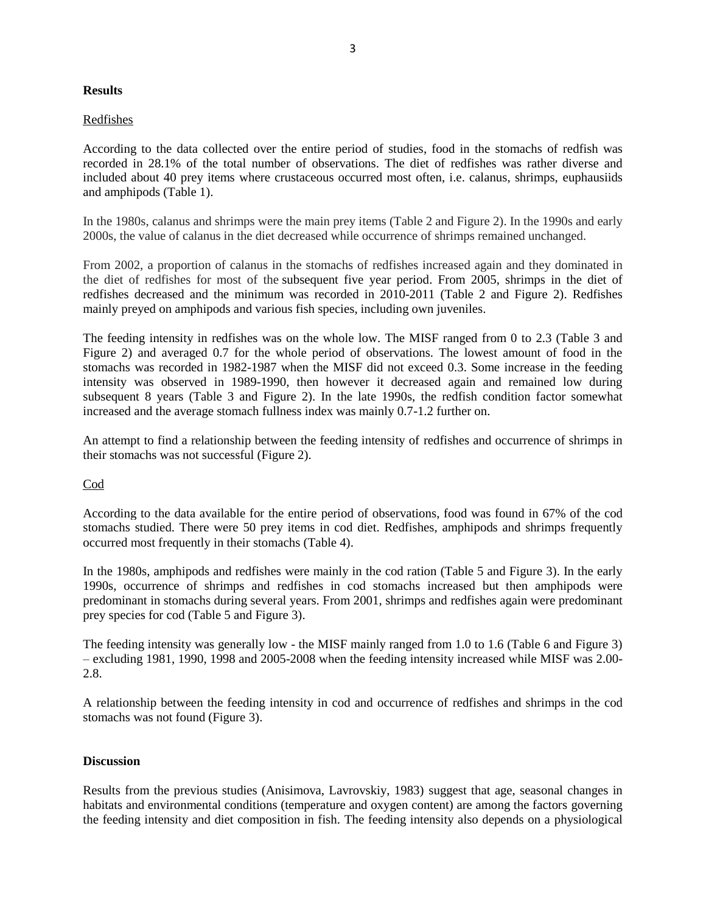**Results**

Redfishes

According to the data collected over the entire period of studies, food in the stomachs of redfish was recorded in 28.1% of the total number of observations. The diet of redfishes was rather diverse and included about 40 prey items where crustaceous occurred most often, i.e. calanus, shrimps, euphausiids and amphipods (Table 1).

In the 1980s, calanus and shrimps were the main prey items (Table 2 and Figure 2). In the 1990s and early 2000s, the value of calanus in the diet decreased while occurrence of shrimps remained unchanged.

From 2002, a proportion of calanus in the stomachs of redfishes increased again and they dominated in the diet of redfishes for most of the subsequent five year period. From 2005, shrimps in the diet of redfishes decreased and the minimum was recorded in 2010-2011 (Table 2 and Figure 2). Redfishes mainly preyed on amphipods and various fish species, including own juveniles.

The feeding intensity in redfishes was on the whole low. The MISF ranged from 0 to 2.3 (Table 3 and Figure 2) and averaged 0.7 for the whole period of observations. The lowest amount of food in the stomachs was recorded in 1982-1987 when the MISF did not exceed 0.3. Some increase in the feeding intensity was observed in 1989-1990, then however it decreased again and remained low during subsequent 8 years (Table 3 and Figure 2). In the late 1990s, the redfish condition factor somewhat increased and the average stomach fullness index was mainly 0.7-1.2 further on.

An attempt to find a relationship between the feeding intensity of redfishes and occurrence of shrimps in their stomachs was not successful (Figure 2).

Cod

According to the data available for the entire period of observations, food was found in 67% of the cod stomachs studied. There were 50 prey items in cod diet. Redfishes, amphipods and shrimps frequently occurred most frequently in their stomachs (Table 4).

In the 1980s, amphipods and redfishes were mainly in the cod ration (Table 5 and Figure 3). In the early 1990s, occurrence of shrimps and redfishes in cod stomachs increased but then amphipods were predominant in stomachs during several years. From 2001, shrimps and redfishes again were predominant prey species for cod (Table 5 and Figure 3).

The feeding intensity was generally low - the MISF mainly ranged from 1.0 to 1.6 (Table 6 and Figure 3) – excluding 1981, 1990, 1998 and 2005-2008 when the feeding intensity increased while MISF was 2.00-2.8.

A relationship between the feeding intensity in cod and occurrence of redfishes and shrimps in the cod stomachs was not found (Figure 3).

**Discussion**

Results from the previous studies (Anisimova, Lavrovskiy, 1983) suggest that age, seasonal changes in habitats and environmental conditions (temperature and oxygen content) are among the factors governing the feeding intensity and diet composition in fish. The feeding intensity also depends on a physiological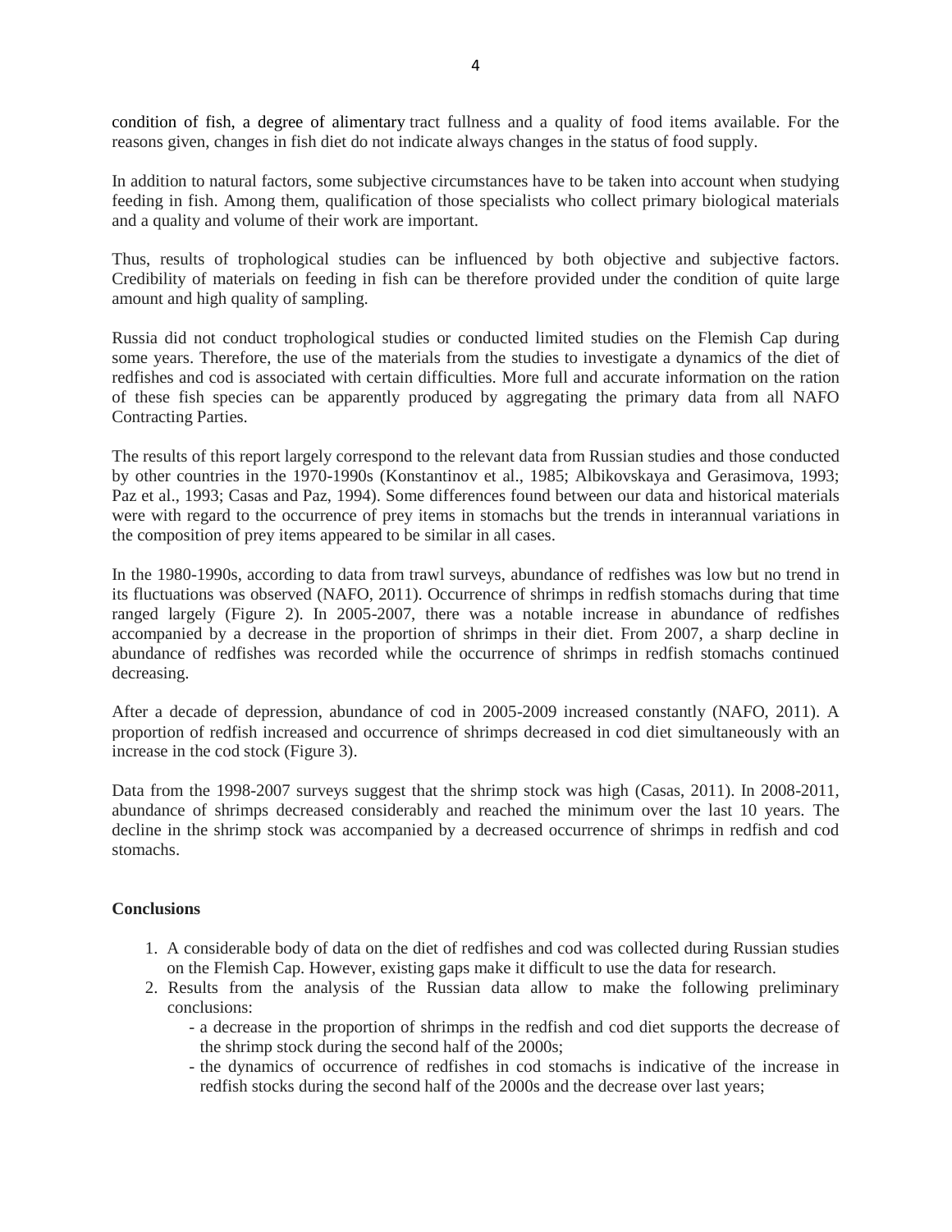condition of fish, a degree of alimentary tract fullness and a quality of food items available. For the reasons given, changes in fish diet do not indicate always changes in the status of food supply.

In addition to natural factors, some subjective circumstances have to be taken into account when studying feeding in fish. Among them, qualification of those specialists who collect primary biological materials and a quality and volume of their work are important.

Thus, results of trophological studies can be influenced by both objective and subjective factors. Credibility of materials on feeding in fish can be therefore provided under the condition of quite large amount and high quality of sampling.

Russia did not conduct trophological studies or conducted limited studies on the Flemish Cap during some years. Therefore, the use of the materials from the studies to investigate a dynamics of the diet of redfishes and cod is associated with certain difficulties. More full and accurate information on the ration of these fish species can be apparently produced by aggregating the primary data from all NAFO Contracting Parties.

The results of this report largely correspond to the relevant data from Russian studies and those conducted by other countries in the 1970-1990s (Konstantinov et al., 1985; Albikovskaya and Gerasimova, 1993; Paz et al., 1993; Casas and Paz, 1994). Some differences found between our data and historical materials were with regard to the occurrence of prey items in stomachs but the trends in interannual variations in the composition of prey items appeared to be similar in all cases.

In the 1980-1990s, according to data from trawl surveys, abundance of redfishes was low but no trend in its fluctuations was observed (NAFO, 2011). Occurrence of shrimps in redfish stomachs during that time ranged largely (Figure 2). In 2005-2007, there was a notable increase in abundance of redfishes accompanied by a decrease in the proportion of shrimps in their diet. From 2007, a sharp decline in abundance of redfishes was recorded while the occurrence of shrimps in redfish stomachs continued decreasing.

After a decade of depression, abundance of cod in 2005-2009 increased constantly (NAFO, 2011). A proportion of redfish increased and occurrence of shrimps decreased in cod diet simultaneously with an increase in the cod stock (Figure 3).

Data from the 1998-2007 surveys suggest that the shrimp stock was high (Casas, 2011). In 2008-2011, abundance of shrimps decreased considerably and reached the minimum over the last 10 years. The decline in the shrimp stock was accompanied by a decreased occurrence of shrimps in redfish and cod stomachs.

**Conclusions**

1. A considerable body of data on the diet of redfishes and cod was collected during Russian studies on the Flemish Cap. However, existing gaps make it difficult to use the data for research.
2. Results from the analysis of the Russian data allow to make the following preliminary conclusions:
   - a decrease in the proportion of shrimps in the redfish and cod diet supports the decrease of the shrimp stock during the second half of the 2000s;
   - the dynamics of occurrence of redfishes in cod stomachs is indicative of the increase in redfish stocks during the second half of the 2000s and the decrease over last years;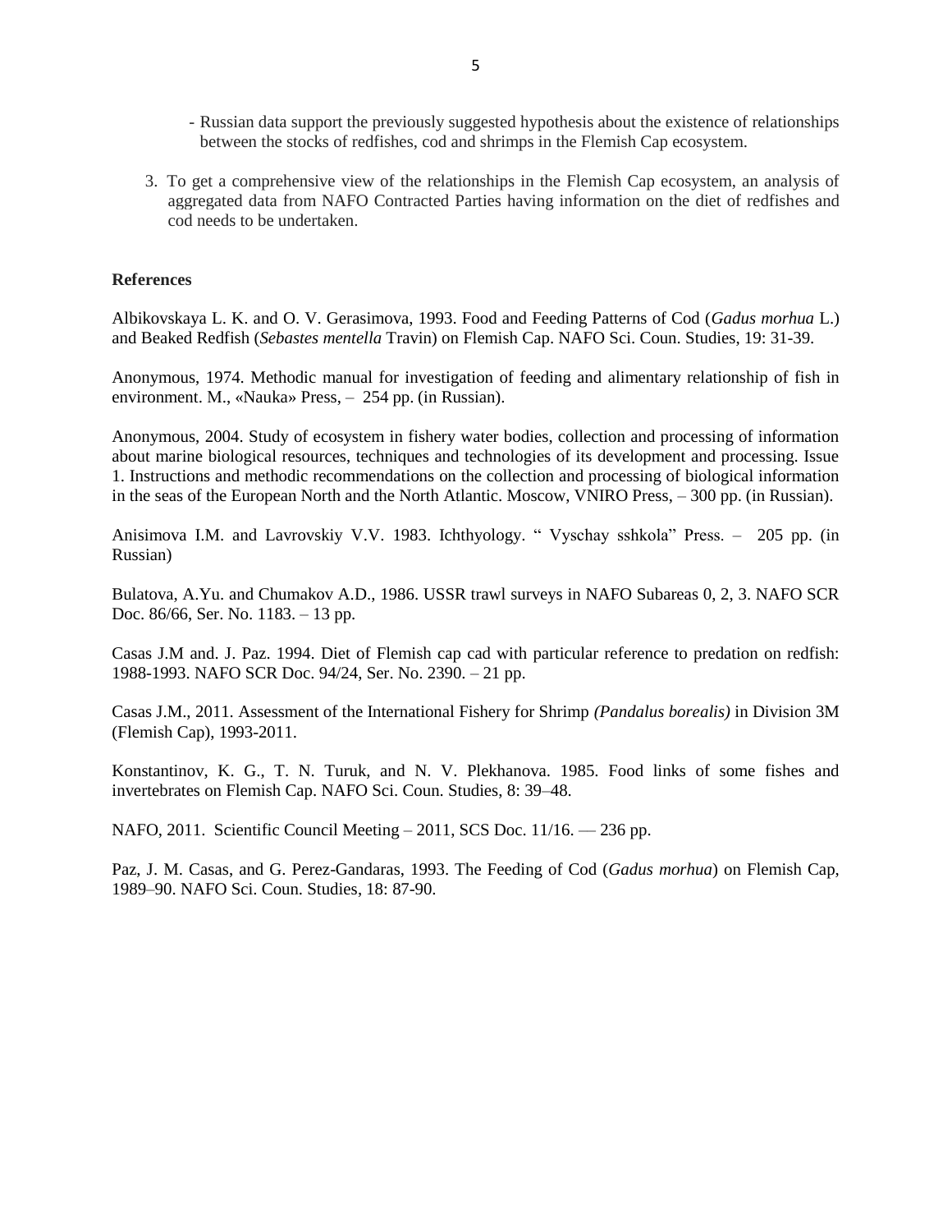- Russian data support the previously suggested hypothesis about the existence of relationships between the stocks of redfishes, cod and shrimps in the Flemish Cap ecosystem.

3. To get a comprehensive view of the relationships in the Flemish Cap ecosystem, an analysis of aggregated data from NAFO Contracted Parties having information on the diet of redfishes and cod needs to be undertaken.

**References**

Albikovskaya L. K. and O. V. Gerasimova, 1993. Food and Feeding Patterns of Cod (*Gadus morhua* L.) and Beaked Redfish (*Sebastes mentella* Travin) on Flemish Cap. NAFO Sci. Coun. Studies, 19: 31-39.

Anonymous, 1974. Methodic manual for investigation of feeding and alimentary relationship of fish in environment. M., «Nauka» Press, – 254 pp. (in Russian).

Anonymous, 2004. Study of ecosystem in fishery water bodies, collection and processing of information about marine biological resources, techniques and technologies of its development and processing. Issue 1. Instructions and methodic recommendations on the collection and processing of biological information in the seas of the European North and the North Atlantic. Moscow, VNIRO Press, – 300 pp. (in Russian).

Anisimova I.M. and Lavrovskiy V.V. 1983. Ichthyology. " Vyschay sshkola" Press. – 205 pp. (in Russian)

Bulatova, A.Yu. and Chumakov A.D., 1986. USSR trawl surveys in NAFO Subareas 0, 2, 3. NAFO SCR Doc. 86/66, Ser. No. 1183. – 13 pp.

Casas J.M and. J. Paz. 1994. Diet of Flemish cap cad with particular reference to predation on redfish: 1988-1993. NAFO SCR Doc. 94/24, Ser. No. 2390. – 21 pp.

Casas J.M., 2011. Assessment of the International Fishery for Shrimp *(Pandalus borealis)* in Division 3M (Flemish Cap), 1993-2011.

Konstantinov, K. G., T. N. Turuk, and N. V. Plekhanova. 1985. Food links of some fishes and invertebrates on Flemish Cap. NAFO Sci. Coun. Studies, 8: 39–48.

NAFO, 2011. Scientific Council Meeting – 2011, SCS Doc. 11/16. — 236 pp.

Paz, J. M. Casas, and G. Perez-Gandaras, 1993. The Feeding of Cod (*Gadus morhua*) on Flemish Cap, 1989–90. NAFO Sci. Coun. Studies, 18: 87-90.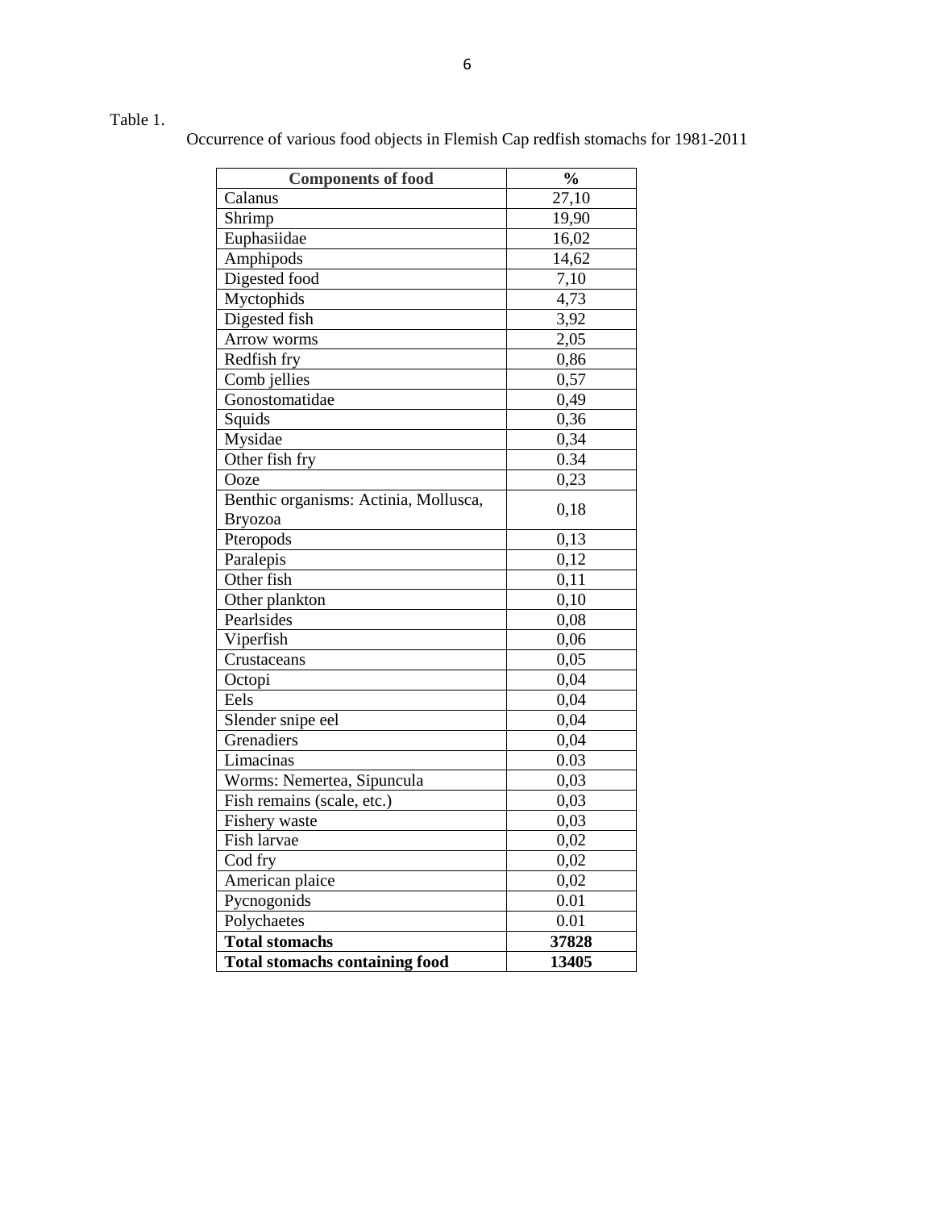Table 1.

Occurrence of various food objects in Flemish Cap redfish stomachs for 1981-2011

| Components of food | % |
|---|---|
| Calanus | 27,10 |
| Shrimp | 19,90 |
| Euphasiidae | 16,02 |
| Amphipods | 14,62 |
| Digested food | 7,10 |
| Myctophids | 4,73 |
| Digested fish | 3,92 |
| Arrow worms | 2,05 |
| Redfish fry | 0,86 |
| Comb jellies | 0,57 |
| Gonostomatidae | 0,49 |
| Squids | 0,36 |
| Mysidae | 0,34 |
| Other fish fry | 0.34 |
| Ooze | 0,23 |
| Benthic organisms: Actinia, Mollusca, Bryozoa | 0,18 |
| Pteropods | 0,13 |
| Paralepis | 0,12 |
| Other fish | 0,11 |
| Other plankton | 0,10 |
| Pearlsides | 0,08 |
| Viperfish | 0,06 |
| Crustaceans | 0,05 |
| Octopi | 0,04 |
| Eels | 0,04 |
| Slender snipe eel | 0,04 |
| Grenadiers | 0,04 |
| Limacinas | 0.03 |
| Worms: Nemertea, Sipuncula | 0,03 |
| Fish remains (scale, etc.) | 0,03 |
| Fishery waste | 0,03 |
| Fish larvae | 0,02 |
| Cod fry | 0,02 |
| American plaice | 0,02 |
| Pycnogonids | 0.01 |
| Polychaetes | 0.01 |
| **Total stomachs** | **37828** |
| **Total stomachs containing food** | **13405** |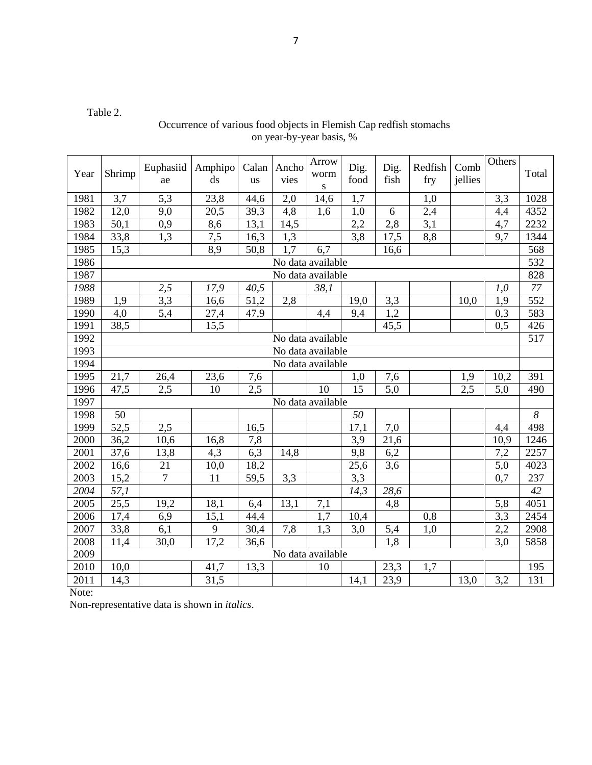Table 2.

Occurrence of various food objects in Flemish Cap redfish stomachs on year-by-year basis, %

| Year | Shrimp | Euphasiidae | Amphipods | Calanus | Anchovies | Arrowworms | Dig. food | Dig. fish | Redfish fry | Comb jellies | Others | Total |
|---|---|---|---|---|---|---|---|---|---|---|---|---|
| 1981 | 3,7 | 5,3 | 23,8 | 44,6 | 2,0 | 14,6 | 1,7 | | 1,0 | | 3,3 | 1028 |
| 1982 | 12,0 | 9,0 | 20,5 | 39,3 | 4,8 | 1,6 | 1,0 | 6 | 2,4 | | 4,4 | 4352 |
| 1983 | 50,1 | 0,9 | 8,6 | 13,1 | 14,5 | | 2,2 | 2,8 | 3,1 | | 4,7 | 2232 |
| 1984 | 33,8 | 1,3 | 7,5 | 16,3 | 1,3 | | 3,8 | 17,5 | 8,8 | | 9,7 | 1344 |
| 1985 | 15,3 | | 8,9 | 50,8 | 1,7 | 6,7 | | 16,6 | | | | 568 |
| 1986 | No data available | | | | | | | | | | | 532 |
| 1987 | No data available | | | | | | | | | | | 828 |
| *1988* | | *2,5* | *17,9* | *40,5* | | *38,1* | | | | | *1,0* | *77* |
| 1989 | 1,9 | 3,3 | 16,6 | 51,2 | 2,8 | | 19,0 | 3,3 | | 10,0 | 1,9 | 552 |
| 1990 | 4,0 | 5,4 | 27,4 | 47,9 | | 4,4 | 9,4 | 1,2 | | | 0,3 | 583 |
| 1991 | 38,5 | | 15,5 | | | | | 45,5 | | | 0,5 | 426 |
| 1992 | No data available | | | | | | | | | | | 517 |
| 1993 | No data available | | | | | | | | | | | |
| 1994 | No data available | | | | | | | | | | | |
| 1995 | 21,7 | 26,4 | 23,6 | 7,6 | | | 1,0 | 7,6 | | 1,9 | 10,2 | 391 |
| 1996 | 47,5 | 2,5 | 10 | 2,5 | | 10 | 15 | 5,0 | | 2,5 | 5,0 | 490 |
| 1997 | No data available | | | | | | | | | | | |
| 1998 | 50 | | | | | | *50* | | | | | *8* |
| 1999 | 52,5 | 2,5 | | 16,5 | | | 17,1 | 7,0 | | | 4,4 | 498 |
| 2000 | 36,2 | 10,6 | 16,8 | 7,8 | | | 3,9 | 21,6 | | | 10,9 | 1246 |
| 2001 | 37,6 | 13,8 | 4,3 | 6,3 | 14,8 | | 9,8 | 6,2 | | | 7,2 | 2257 |
| 2002 | 16,6 | 21 | 10,0 | 18,2 | | | 25,6 | 3,6 | | | 5,0 | 4023 |
| 2003 | 15,2 | 7 | 11 | 59,5 | 3,3 | | 3,3 | | | | 0,7 | 237 |
| *2004* | *57,1* | | | | | | *14,3* | *28,6* | | | | *42* |
| 2005 | 25,5 | 19,2 | 18,1 | 6,4 | 13,1 | 7,1 | | 4,8 | | | 5,8 | 4051 |
| 2006 | 17,4 | 6,9 | 15,1 | 44,4 | | 1,7 | 10,4 | | 0,8 | | 3,3 | 2454 |
| 2007 | 33,8 | 6,1 | 9 | 30,4 | 7,8 | 1,3 | 3,0 | 5,4 | 1,0 | | 2,2 | 2908 |
| 2008 | 11,4 | 30,0 | 17,2 | 36,6 | | | | 1,8 | | | 3,0 | 5858 |
| 2009 | No data available | | | | | | | | | | | |
| 2010 | 10,0 | | 41,7 | 13,3 | | 10 | | 23,3 | 1,7 | | | 195 |
| 2011 | 14,3 | | 31,5 | | | | 14,1 | 23,9 | | 13,0 | 3,2 | 131 |

Note:

Non-representative data is shown in *italics*.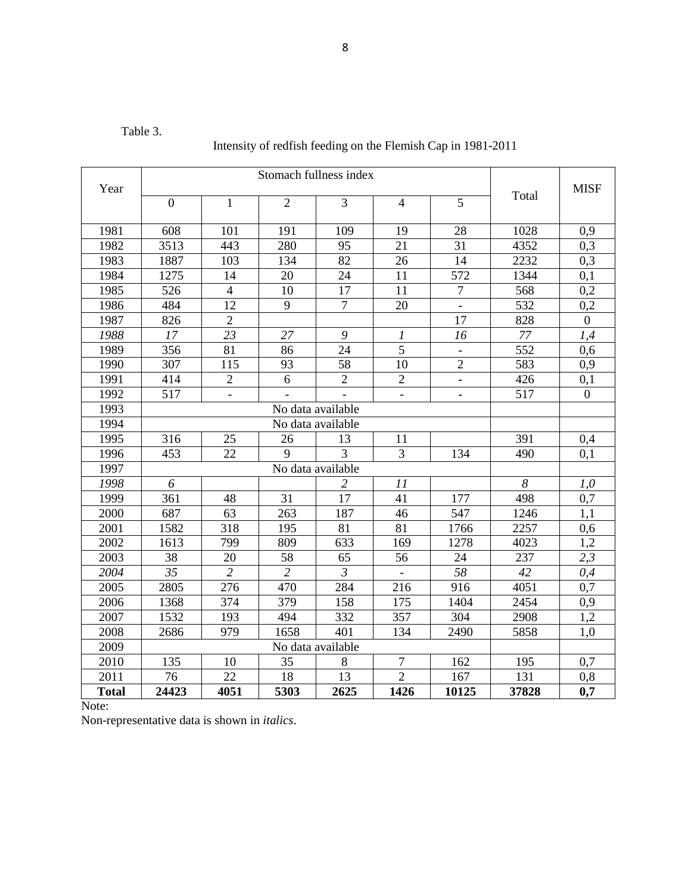Table 3.

Intensity of redfish feeding on the Flemish Cap in 1981-2011

| Year | Stomach fullness index | | | | | | Total | MISF |
|---|---|---|---|---|---|---|---|---|
| | 0 | 1 | 2 | 3 | 4 | 5 | | |
| 1981 | 608 | 101 | 191 | 109 | 19 | 28 | 1028 | 0,9 |
| 1982 | 3513 | 443 | 280 | 95 | 21 | 31 | 4352 | 0,3 |
| 1983 | 1887 | 103 | 134 | 82 | 26 | 14 | 2232 | 0,3 |
| 1984 | 1275 | 14 | 20 | 24 | 11 | 572 | 1344 | 0,1 |
| 1985 | 526 | 4 | 10 | 17 | 11 | 7 | 568 | 0,2 |
| 1986 | 484 | 12 | 9 | 7 | 20 | - | 532 | 0,2 |
| 1987 | 826 | 2 | | | | 17 | 828 | 0 |
| *1988* | *17* | *23* | *27* | *9* | *1* | *16* | *77* | *1,4* |
| 1989 | 356 | 81 | 86 | 24 | 5 | - | 552 | 0,6 |
| 1990 | 307 | 115 | 93 | 58 | 10 | 2 | 583 | 0,9 |
| 1991 | 414 | 2 | 6 | 2 | 2 | - | 426 | 0,1 |
| 1992 | 517 | - | - | - | - | - | 517 | 0 |
| 1993 | No data available | | | | | | | |
| 1994 | No data available | | | | | | | |
| 1995 | 316 | 25 | 26 | 13 | 11 | | 391 | 0,4 |
| 1996 | 453 | 22 | 9 | 3 | 3 | 134 | 490 | 0,1 |
| 1997 | No data available | | | | | | | |
| *1998* | *6* | | | *2* | *11* | | *8* | *1,0* |
| 1999 | 361 | 48 | 31 | 17 | 41 | 177 | 498 | 0,7 |
| 2000 | 687 | 63 | 263 | 187 | 46 | 547 | 1246 | 1,1 |
| 2001 | 1582 | 318 | 195 | 81 | 81 | 1766 | 2257 | 0,6 |
| 2002 | 1613 | 799 | 809 | 633 | 169 | 1278 | 4023 | 1,2 |
| 2003 | 38 | 20 | 58 | 65 | 56 | 24 | 237 | *2,3* |
| *2004* | *35* | *2* | *2* | *3* | - | *58* | *42* | *0,4* |
| 2005 | 2805 | 276 | 470 | 284 | 216 | 916 | 4051 | 0,7 |
| 2006 | 1368 | 374 | 379 | 158 | 175 | 1404 | 2454 | 0,9 |
| 2007 | 1532 | 193 | 494 | 332 | 357 | 304 | 2908 | 1,2 |
| 2008 | 2686 | 979 | 1658 | 401 | 134 | 2490 | 5858 | 1,0 |
| 2009 | No data available | | | | | | | |
| 2010 | 135 | 10 | 35 | 8 | 7 | 162 | 195 | 0,7 |
| 2011 | 76 | 22 | 18 | 13 | 2 | 167 | 131 | 0,8 |
| **Total** | **24423** | **4051** | **5303** | **2625** | **1426** | **10125** | **37828** | **0,7** |

Note:

Non-representative data is shown in *italics*.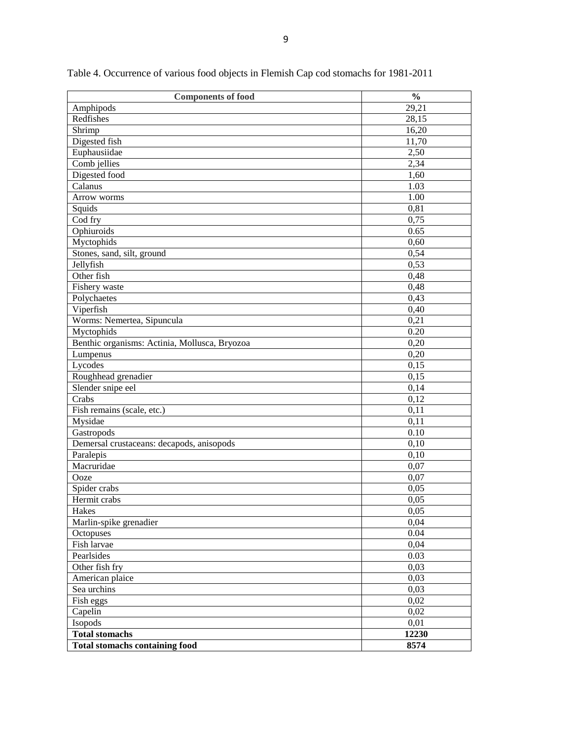Table 4. Occurrence of various food objects in Flemish Cap cod stomachs for 1981-2011

| **Components of food** | **%** |
|---|---|
| Amphipods | 29,21 |
| Redfishes | 28,15 |
| Shrimp | 16,20 |
| Digested fish | 11,70 |
| Euphausiidae | 2,50 |
| Comb jellies | 2,34 |
| Digested food | 1,60 |
| Calanus | 1.03 |
| Arrow worms | 1.00 |
| Squids | 0,81 |
| Cod fry | 0,75 |
| Ophiuroids | 0.65 |
| Myctophids | 0,60 |
| Stones, sand, silt, ground | 0,54 |
| Jellyfish | 0,53 |
| Other fish | 0,48 |
| Fishery waste | 0,48 |
| Polychaetes | 0,43 |
| Viperfish | 0,40 |
| Worms: Nemertea, Sipuncula | 0,21 |
| Myctophids | 0.20 |
| Benthic organisms: Actinia, Mollusca, Bryozoa | 0,20 |
| Lumpenus | 0,20 |
| Lycodes | 0,15 |
| Roughhead grenadier | 0,15 |
| Slender snipe eel | 0,14 |
| Crabs | 0,12 |
| Fish remains (scale, etc.) | 0,11 |
| Mysidae | 0,11 |
| Gastropods | 0.10 |
| Demersal crustaceans: decapods, anisopods | 0,10 |
| Paralepis | 0,10 |
| Macruridae | 0,07 |
| Ooze | 0,07 |
| Spider crabs | 0,05 |
| Hermit crabs | 0,05 |
| Hakes | 0,05 |
| Marlin-spike grenadier | 0,04 |
| Octopuses | 0.04 |
| Fish larvae | 0,04 |
| Pearlsides | 0.03 |
| Other fish fry | 0,03 |
| American plaice | 0,03 |
| Sea urchins | 0,03 |
| Fish eggs | 0,02 |
| Capelin | 0,02 |
| Isopods | 0,01 |
| **Total stomachs** | **12230** |
| **Total stomachs containing food** | **8574** |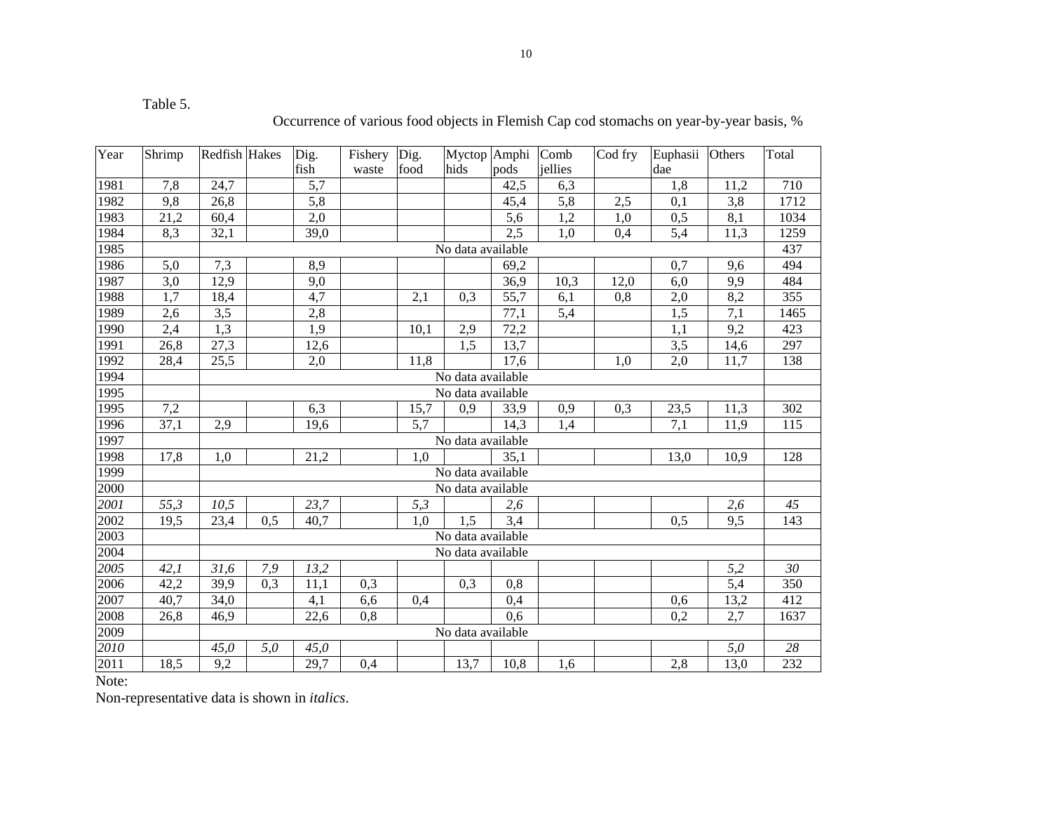Table 5.

Occurrence of various food objects in Flemish Cap cod stomachs on year-by-year basis, %

| Year | Shrimp | Redfish | Hakes | Dig. fish | Fishery waste | Dig. food | Myctophids | Amphipods | Comb jellies | Cod fry | Euphasiidae | Others | Total |
|---|---|---|---|---|---|---|---|---|---|---|---|---|---|
| 1981 | 7,8 | 24,7 | | 5,7 | | | | 42,5 | 6,3 | | 1,8 | 11,2 | 710 |
| 1982 | 9,8 | 26,8 | | 5,8 | | | | 45,4 | 5,8 | 2,5 | 0,1 | 3,8 | 1712 |
| 1983 | 21,2 | 60,4 | | 2,0 | | | | 5,6 | 1,2 | 1,0 | 0,5 | 8,1 | 1034 |
| 1984 | 8,3 | 32,1 | | 39,0 | | | | 2,5 | 1,0 | 0,4 | 5,4 | 11,3 | 1259 |
| 1985 | | No data available | | | | | | | | | | | 437 |
| 1986 | 5,0 | 7,3 | | 8,9 | | | | 69,2 | | | 0,7 | 9,6 | 494 |
| 1987 | 3,0 | 12,9 | | 9,0 | | | | 36,9 | 10,3 | 12,0 | 6,0 | 9,9 | 484 |
| 1988 | 1,7 | 18,4 | | 4,7 | | 2,1 | 0,3 | 55,7 | 6,1 | 0,8 | 2,0 | 8,2 | 355 |
| 1989 | 2,6 | 3,5 | | 2,8 | | | | 77,1 | 5,4 | | 1,5 | 7,1 | 1465 |
| 1990 | 2,4 | 1,3 | | 1,9 | | 10,1 | 2,9 | 72,2 | | | 1,1 | 9,2 | 423 |
| 1991 | 26,8 | 27,3 | | 12,6 | | | 1,5 | 13,7 | | | 3,5 | 14,6 | 297 |
| 1992 | 28,4 | 25,5 | | 2,0 | | 11,8 | | 17,6 | | 1,0 | 2,0 | 11,7 | 138 |
| 1994 | | No data available | | | | | | | | | | | |
| 1995 | | No data available | | | | | | | | | | | |
| 1995 | 7,2 | | | 6,3 | | 15,7 | 0,9 | 33,9 | 0,9 | 0,3 | 23,5 | 11,3 | 302 |
| 1996 | 37,1 | 2,9 | | 19,6 | | 5,7 | | 14,3 | 1,4 | | 7,1 | 11,9 | 115 |
| 1997 | | No data available | | | | | | | | | | | |
| 1998 | 17,8 | 1,0 | | 21,2 | | 1,0 | | 35,1 | | | 13,0 | 10,9 | 128 |
| 1999 | | No data available | | | | | | | | | | | |
| 2000 | | No data available | | | | | | | | | | | |
| *2001* | *55,3* | *10,5* | | *23,7* | | *5,3* | | *2,6* | | | | *2,6* | *45* |
| 2002 | 19,5 | 23,4 | 0,5 | 40,7 | | 1,0 | 1,5 | 3,4 | | | 0,5 | 9,5 | 143 |
| 2003 | | No data available | | | | | | | | | | | |
| 2004 | | No data available | | | | | | | | | | | |
| *2005* | *42,1* | *31,6* | *7,9* | *13,2* | | | | | | | | *5,2* | *30* |
| 2006 | 42,2 | 39,9 | 0,3 | 11,1 | 0,3 | | 0,3 | 0,8 | | | | 5,4 | 350 |
| 2007 | 40,7 | 34,0 | | 4,1 | 6,6 | 0,4 | | 0,4 | | | 0,6 | 13,2 | 412 |
| 2008 | 26,8 | 46,9 | | 22,6 | 0,8 | | | 0,6 | | | 0,2 | 2,7 | 1637 |
| 2009 | | No data available | | | | | | | | | | | |
| *2010* | | *45,0* | *5,0* | *45,0* | | | | | | | | *5,0* | *28* |
| 2011 | 18,5 | 9,2 | | 29,7 | 0,4 | | 13,7 | 10,8 | 1,6 | | 2,8 | 13,0 | 232 |

Note:

Non-representative data is shown in *italics*.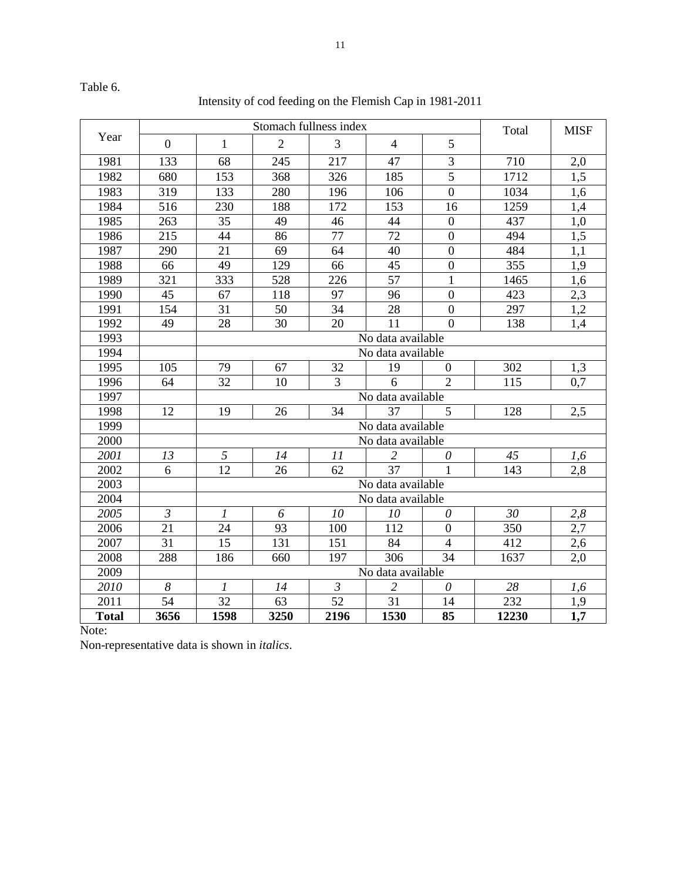Table 6.

Intensity of cod feeding on the Flemish Cap in 1981-2011

| Year | Stomach fullness index | | | | | | Total | MISF |
|---|---|---|---|---|---|---|---|---|
| | 0 | 1 | 2 | 3 | 4 | 5 | | |
| 1981 | 133 | 68 | 245 | 217 | 47 | 3 | 710 | 2,0 |
| 1982 | 680 | 153 | 368 | 326 | 185 | 5 | 1712 | 1,5 |
| 1983 | 319 | 133 | 280 | 196 | 106 | 0 | 1034 | 1,6 |
| 1984 | 516 | 230 | 188 | 172 | 153 | 16 | 1259 | 1,4 |
| 1985 | 263 | 35 | 49 | 46 | 44 | 0 | 437 | 1,0 |
| 1986 | 215 | 44 | 86 | 77 | 72 | 0 | 494 | 1,5 |
| 1987 | 290 | 21 | 69 | 64 | 40 | 0 | 484 | 1,1 |
| 1988 | 66 | 49 | 129 | 66 | 45 | 0 | 355 | 1,9 |
| 1989 | 321 | 333 | 528 | 226 | 57 | 1 | 1465 | 1,6 |
| 1990 | 45 | 67 | 118 | 97 | 96 | 0 | 423 | 2,3 |
| 1991 | 154 | 31 | 50 | 34 | 28 | 0 | 297 | 1,2 |
| 1992 | 49 | 28 | 30 | 20 | 11 | 0 | 138 | 1,4 |
| 1993 | | No data available | | | | | | |
| 1994 | | No data available | | | | | | |
| 1995 | 105 | 79 | 67 | 32 | 19 | 0 | 302 | 1,3 |
| 1996 | 64 | 32 | 10 | 3 | 6 | 2 | 115 | 0,7 |
| 1997 | | No data available | | | | | | |
| 1998 | 12 | 19 | 26 | 34 | 37 | 5 | 128 | 2,5 |
| 1999 | | No data available | | | | | | |
| 2000 | | No data available | | | | | | |
| *2001* | *13* | *5* | *14* | *11* | *2* | *0* | *45* | *1,6* |
| 2002 | 6 | 12 | 26 | 62 | 37 | 1 | 143 | 2,8 |
| 2003 | | No data available | | | | | | |
| 2004 | | No data available | | | | | | |
| *2005* | *3* | *1* | *6* | *10* | *10* | *0* | *30* | *2,8* |
| 2006 | 21 | 24 | 93 | 100 | 112 | 0 | 350 | 2,7 |
| 2007 | 31 | 15 | 131 | 151 | 84 | 4 | 412 | 2,6 |
| 2008 | 288 | 186 | 660 | 197 | 306 | 34 | 1637 | 2,0 |
| 2009 | | No data available | | | | | | |
| *2010* | *8* | *1* | *14* | *3* | *2* | *0* | *28* | *1,6* |
| 2011 | 54 | 32 | 63 | 52 | 31 | 14 | 232 | 1,9 |
| **Total** | **3656** | **1598** | **3250** | **2196** | **1530** | **85** | **12230** | **1,7** |

Note:

Non-representative data is shown in *italics*.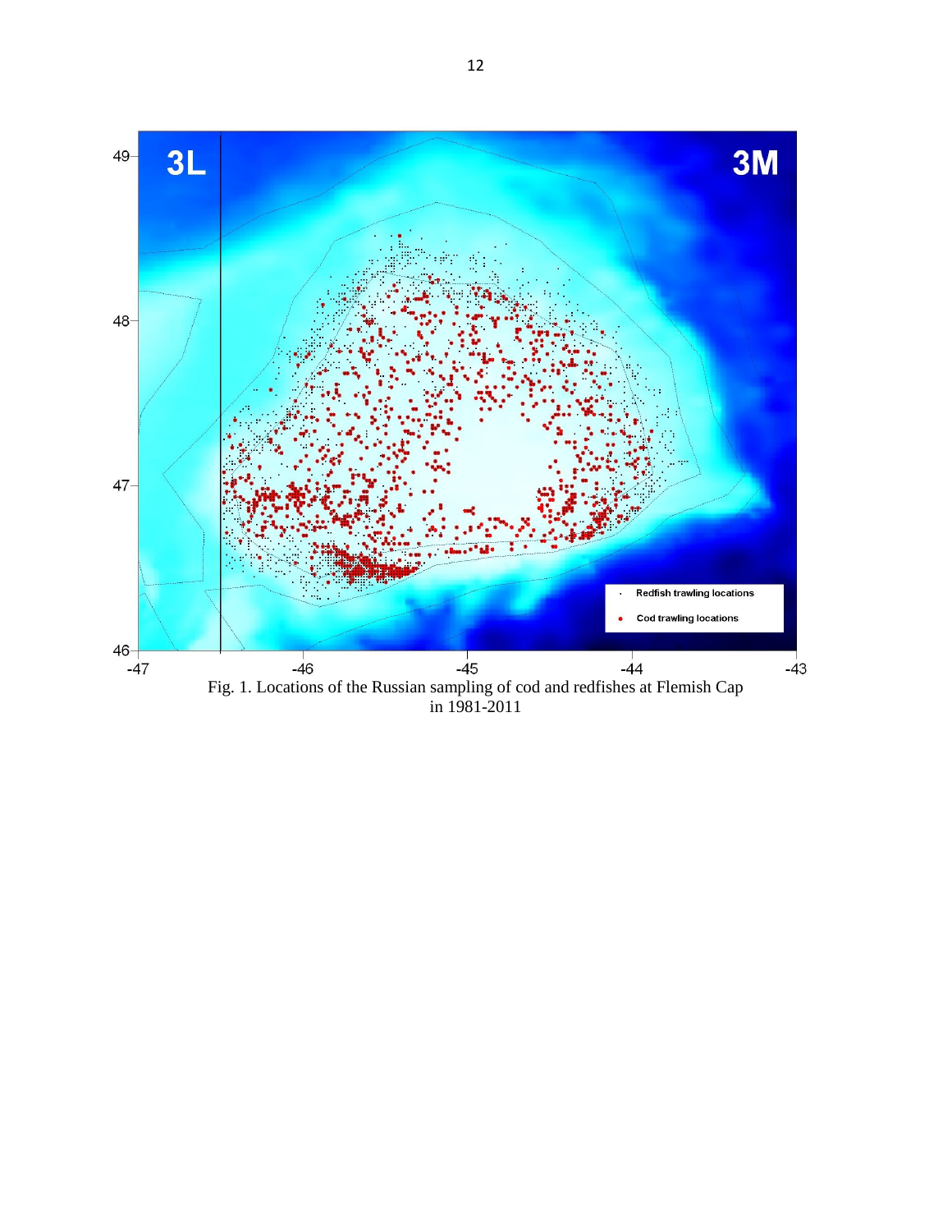Fig. 1. Locations of the Russian sampling of cod and redfishes at Flemish Cap in 1981-2011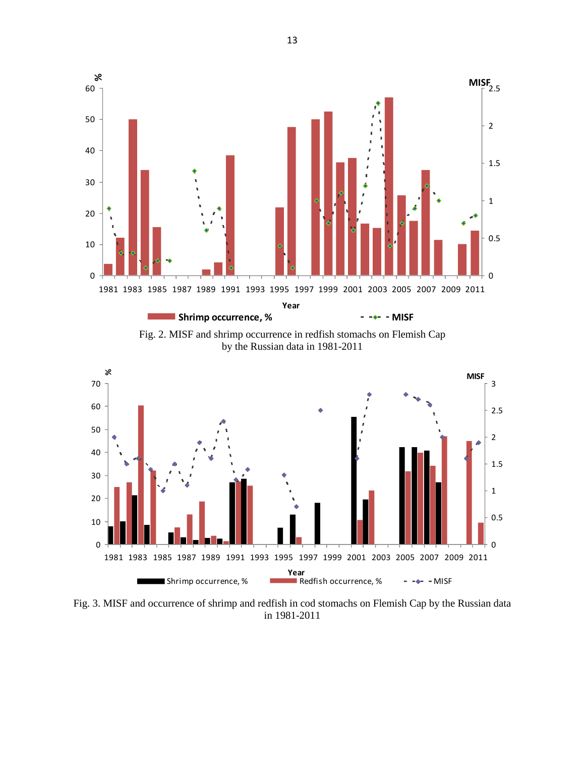%

MISF

60
50
40
30
20
10
0

2.5
2
1.5
1
0.5
0

1981 1983 1985 1987 1989 1991 1993 1995 1997 1999 2001 2003 2005 2007 2009 2011

Year

Shrimp occurrence, %

MISF

Fig. 2. MISF and shrimp occurrence in redfish stomachs on Flemish Cap by the Russian data in 1981-2011

%

MISF

70
60
50
40
30
20
10
0

3
2.5
2
1.5
1
0.5
0

1981 1983 1985 1987 1989 1991 1993 1995 1997 1999 2001 2003 2005 2007 2009 2011

Year

Shrimp occurrence, %

Redfish occurrence, %

MISF

Fig. 3. MISF and occurrence of shrimp and redfish in cod stomachs on Flemish Cap by the Russian data in 1981-2011